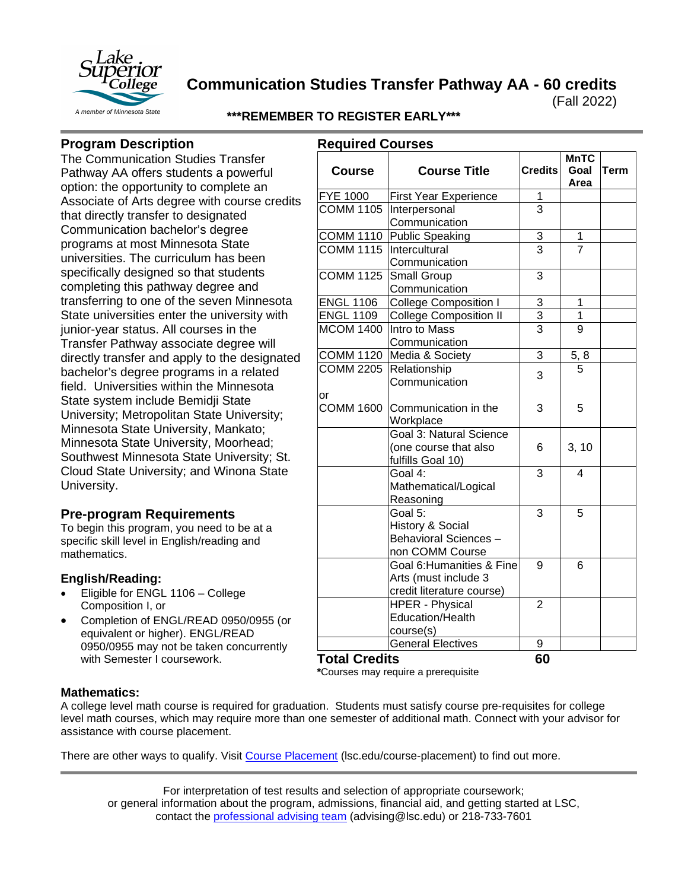# Communication Studies Transfer Pathway AA - 60 credits

(Fall 2022)

**\*\*\*REMEMBER TO REGISTER EARLY\*\*\***

## Program Description

The Communication Studies Transfer Pathway AA offers students a powerful option: the opportunity to complete an Associate of Arts degree with course credits that directly transfer to designated Communication bachelor's degree programs at most Minnesota State universities. The curriculum has been specifically designed so that students completing this pathway degree and transferring to one of the seven Minnesota State universities enter the university with junior-year status. All courses in the Transfer Pathway associate degree will directly transfer and apply to the designated bachelor's degree programs in a related field. Universities within the Minnesota State system include Bemidji State University; Metropolitan State University; Minnesota State University, Mankato; Minnesota State University, Moorhead; Southwest Minnesota State University; St. Cloud State University; and Winona State University.

## Pre-program Requirements

To begin this program, you need to be at a specific skill level in English/reading and mathematics.

### English/Reading:

- Eligible for ENGL 1106 – College Composition I, or
- Completion of ENGL/READ 0950/0955 (or equivalent or higher). ENGL/READ 0950/0955 may not be taken concurrently with Semester I coursework.

## Required Courses

| Course | Course Title | Credits | MnTC Goal Area | Term |
|---|---|---|---|---|
| FYE 1000 | First Year Experience | 1 | | |
| COMM 1105 | Interpersonal Communication | 3 | | |
| COMM 1110 | Public Speaking | 3 | 1 | |
| COMM 1115 | Intercultural Communication | 3 | 7 | |
| COMM 1125 | Small Group Communication | 3 | | |
| ENGL 1106 | College Composition I | 3 | 1 | |
| ENGL 1109 | College Composition II | 3 | 1 | |
| MCOM 1400 | Intro to Mass Communication | 3 | 9 | |
| COMM 1120 | Media & Society | 3 | 5, 8 | |
| COMM 2205 | Relationship Communication | 3 | 5 | |
| or COMM 1600 | Communication in the Workplace | 3 | 5 | |
| | Goal 3: Natural Science (one course that also fulfills Goal 10) | 6 | 3, 10 | |
| | Goal 4: Mathematical/Logical Reasoning | 3 | 4 | |
| | Goal 5: History & Social Behavioral Sciences – non COMM Course | 3 | 5 | |
| | Goal 6:Humanities & Fine Arts (must include 3 credit literature course) | 9 | 6 | |
| | HPER - Physical Education/Health course(s) | 2 | | |
| | General Electives | 9 | | |
| **Total Credits** | | **60** | | |

**\***Courses may require a prerequisite

### Mathematics:

A college level math course is required for graduation. Students must satisfy course pre-requisites for college level math courses, which may require more than one semester of additional math. Connect with your advisor for assistance with course placement.

There are other ways to qualify. Visit Course Placement (lsc.edu/course-placement) to find out more.

For interpretation of test results and selection of appropriate coursework; or general information about the program, admissions, financial aid, and getting started at LSC, contact the professional advising team (advising@lsc.edu) or 218-733-7601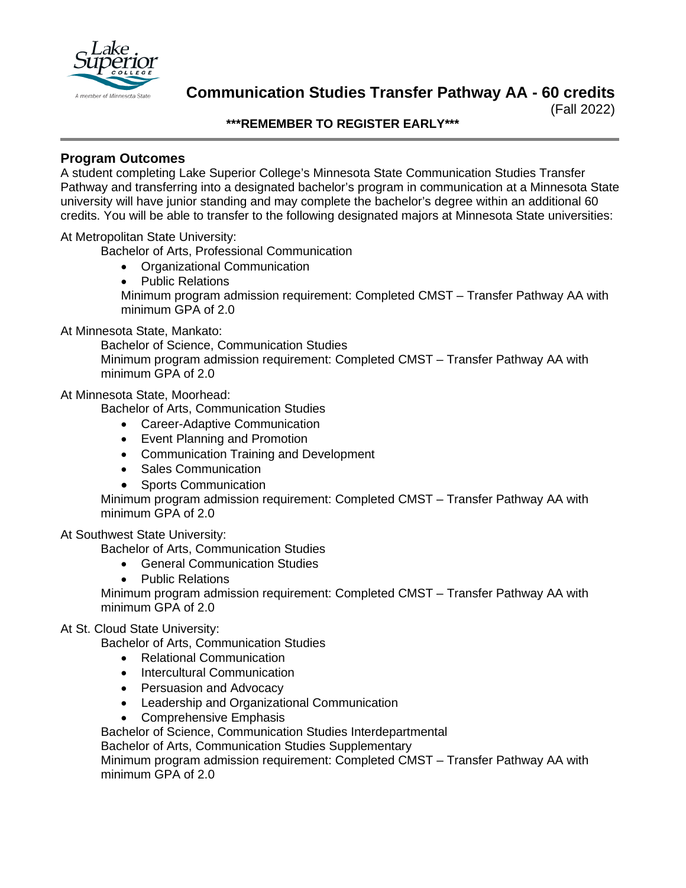# Communication Studies Transfer Pathway AA - 60 credits

(Fall 2022)

**\*\*\*REMEMBER TO REGISTER EARLY\*\*\***

## Program Outcomes

A student completing Lake Superior College's Minnesota State Communication Studies Transfer Pathway and transferring into a designated bachelor's program in communication at a Minnesota State university will have junior standing and may complete the bachelor's degree within an additional 60 credits. You will be able to transfer to the following designated majors at Minnesota State universities:

At Metropolitan State University:

Bachelor of Arts, Professional Communication

- Organizational Communication
- Public Relations

Minimum program admission requirement: Completed CMST – Transfer Pathway AA with minimum GPA of 2.0

At Minnesota State, Mankato:

Bachelor of Science, Communication Studies

Minimum program admission requirement: Completed CMST – Transfer Pathway AA with minimum GPA of 2.0

At Minnesota State, Moorhead:

Bachelor of Arts, Communication Studies

- Career-Adaptive Communication
- Event Planning and Promotion
- Communication Training and Development
- Sales Communication
- Sports Communication

Minimum program admission requirement: Completed CMST – Transfer Pathway AA with minimum GPA of 2.0

At Southwest State University:

Bachelor of Arts, Communication Studies

- General Communication Studies
- Public Relations

Minimum program admission requirement: Completed CMST – Transfer Pathway AA with minimum GPA of 2.0

At St. Cloud State University:

Bachelor of Arts, Communication Studies

- Relational Communication
- Intercultural Communication
- Persuasion and Advocacy
- Leadership and Organizational Communication
- Comprehensive Emphasis

Bachelor of Science, Communication Studies Interdepartmental

Bachelor of Arts, Communication Studies Supplementary

Minimum program admission requirement: Completed CMST – Transfer Pathway AA with minimum GPA of 2.0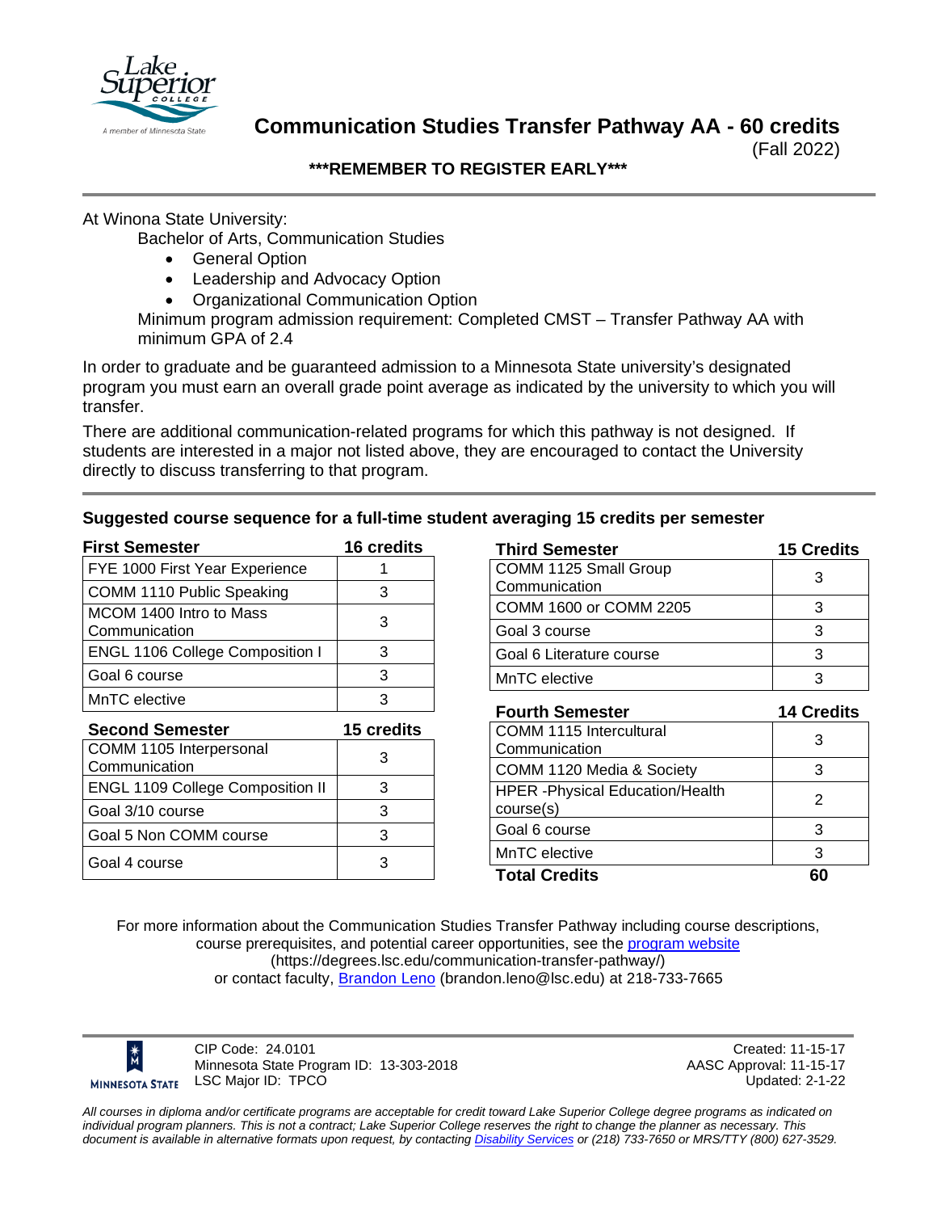# Communication Studies Transfer Pathway AA - 60 credits

(Fall 2022)

**\*\*\*REMEMBER TO REGISTER EARLY\*\*\***

At Winona State University:

Bachelor of Arts, Communication Studies

- General Option
- Leadership and Advocacy Option
- Organizational Communication Option

Minimum program admission requirement: Completed CMST – Transfer Pathway AA with minimum GPA of 2.4

In order to graduate and be guaranteed admission to a Minnesota State university's designated program you must earn an overall grade point average as indicated by the university to which you will transfer.

There are additional communication-related programs for which this pathway is not designed. If students are interested in a major not listed above, they are encouraged to contact the University directly to discuss transferring to that program.

## Suggested course sequence for a full-time student averaging 15 credits per semester

| First Semester | 16 credits |
|---|---|
| FYE 1000 First Year Experience | 1 |
| COMM 1110 Public Speaking | 3 |
| MCOM 1400 Intro to Mass Communication | 3 |
| ENGL 1106 College Composition I | 3 |
| Goal 6 course | 3 |
| MnTC elective | 3 |

| Second Semester | 15 credits |
|---|---|
| COMM 1105 Interpersonal Communication | 3 |
| ENGL 1109 College Composition II | 3 |
| Goal 3/10 course | 3 |
| Goal 5 Non COMM course | 3 |
| Goal 4 course | 3 |

| Third Semester | 15 Credits |
|---|---|
| COMM 1125 Small Group Communication | 3 |
| COMM 1600 or COMM 2205 | 3 |
| Goal 3 course | 3 |
| Goal 6 Literature course | 3 |
| MnTC elective | 3 |

| Fourth Semester | 14 Credits |
|---|---|
| COMM 1115 Intercultural Communication | 3 |
| COMM 1120 Media & Society | 3 |
| HPER -Physical Education/Health course(s) | 2 |
| Goal 6 course | 3 |
| MnTC elective | 3 |
| **Total Credits** | **60** |

For more information about the Communication Studies Transfer Pathway including course descriptions, course prerequisites, and potential career opportunities, see the program website (https://degrees.lsc.edu/communication-transfer-pathway/) or contact faculty, Brandon Leno (brandon.leno@lsc.edu) at 218-733-7665

CIP Code: 24.0101
Minnesota State Program ID: 13-303-2018
LSC Major ID: TPCO

Created: 11-15-17
AASC Approval: 11-15-17
Updated: 2-1-22

*All courses in diploma and/or certificate programs are acceptable for credit toward Lake Superior College degree programs as indicated on individual program planners. This is not a contract; Lake Superior College reserves the right to change the planner as necessary. This document is available in alternative formats upon request, by contacting Disability Services or (218) 733-7650 or MRS/TTY (800) 627-3529.*